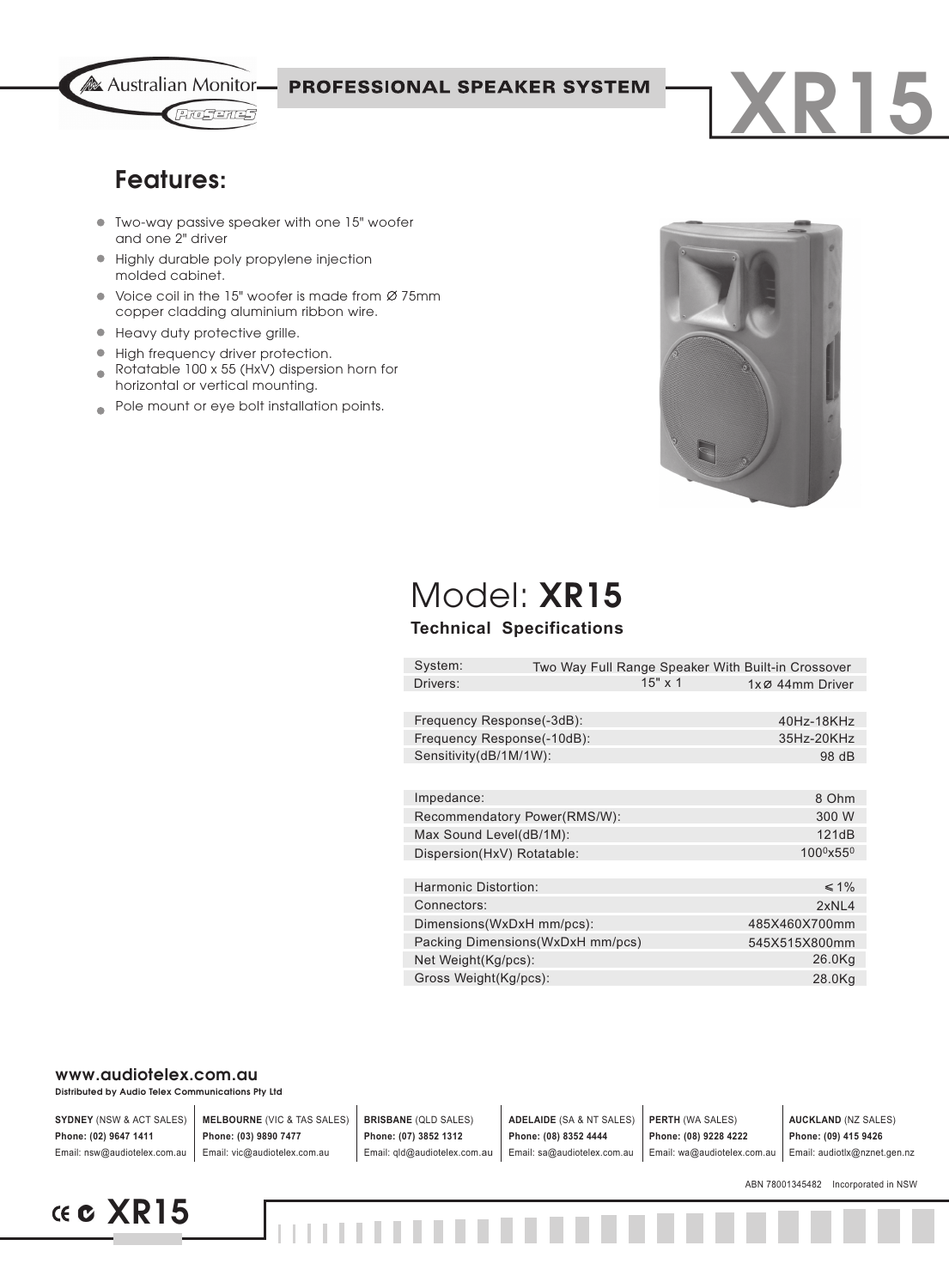Australian Monitor ProSeries

**PROFESSIONAL SPEAKER SYSTEM**

# XR15

## Features:

- Two-way passive speaker with one 15" woofer and one 2" driver
- Highly durable poly propylene injection molded cabinet.
- Voice coil in the 15" woofer is made from Ø 75mm copper cladding aluminium ribbon wire.
- Heavy duty protective grille.
- High frequency driver protection.
- Rotatable 100 x 55 (HxV) dispersion horn for horizontal or vertical mounting.
- Pole mount or eye bolt installation points.

# Model: **XR15**

### Technical Specifications

| | | |
|---|---|---|
| System: | Two Way Full Range Speaker With Built-in Crossover | |
| Drivers: | 15" x 1 | 1xØ 44mm Driver |
| | | |
| Frequency Response(-3dB): | | 40Hz-18KHz |
| Frequency Response(-10dB): | | 35Hz-20KHz |
| Sensitivity(dB/1M/1W): | | 98 dB |
| | | |
| Impedance: | | 8 Ohm |
| Recommendatory Power(RMS/W): | | 300 W |
| Max Sound Level(dB/1M): | | 121dB |
| Dispersion(HxV) Rotatable: | | $100^0$x$55^0$ |
| | | |
| Harmonic Distortion: | | ≤1% |
| Connectors: | | 2xNL4 |
| Dimensions(WxDxH mm/pcs): | | 485X460X700mm |
| Packing Dimensions(WxDxH mm/pcs) | | 545X515X800mm |
| Net Weight(Kg/pcs): | | 26.0Kg |
| Gross Weight(Kg/pcs): | | 28.0Kg |

**www.audiotelex.com.au**

**Distributed by Audio Telex Communications Pty Ltd**

| **SYDNEY** (NSW & ACT SALES) | **MELBOURNE** (VIC & TAS SALES) | **BRISBANE** (QLD SALES) | **ADELAIDE** (SA & NT SALES) | **PERTH** (WA SALES) | **AUCKLAND** (NZ SALES) |
|---|---|---|---|---|---|
| **Phone: (02) 9647 1411** | **Phone: (03) 9890 7477** | **Phone: (07) 3852 1312** | **Phone: (08) 8352 4444** | **Phone: (08) 9228 4222** | **Phone: (09) 415 9426** |
| Email: nsw@audiotelex.com.au | Email: vic@audiotelex.com.au | Email: qld@audiotelex.com.au | Email: sa@audiotelex.com.au | Email: wa@audiotelex.com.au | Email: audiotlx@nznet.gen.nz |

ABN 78001345482 Incorporated in NSW

CE C **XR15**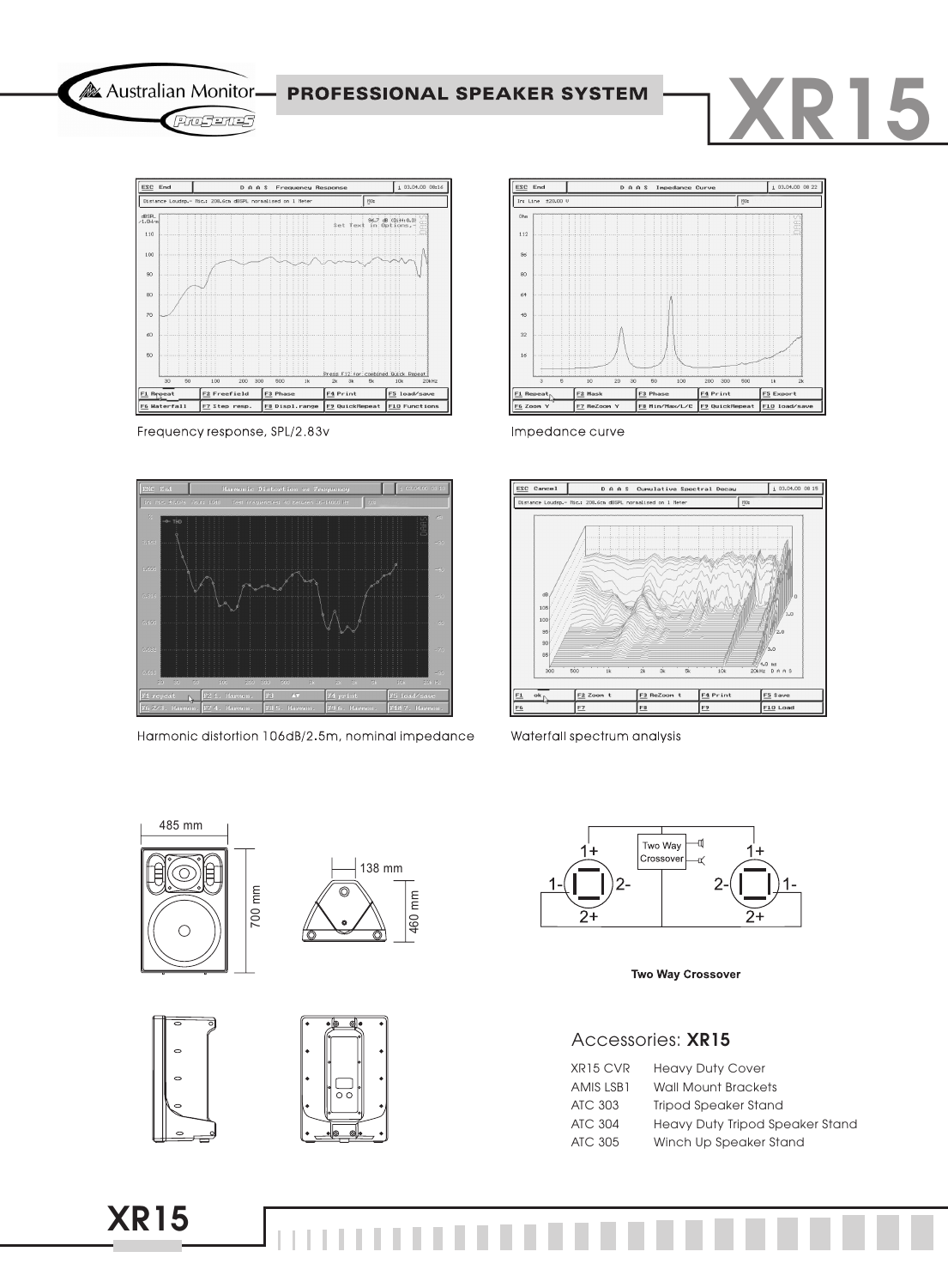# XR15

## PROFESSIONAL SPEAKER SYSTEM

Frequency response, SPL/2.83v

Impedance curve

Harmonic distortion 106dB/2.5m, nominal impedance

Waterfall spectrum analysis

485 mm

700 mm

138 mm

460 mm

Two Way Crossover

1+

1-

2-

2+

**Two Way Crossover**

## Accessories: XR15

| | |
|---|---|
| XR15 CVR | Heavy Duty Cover |
| AMIS LSB1 | Wall Mount Brackets |
| ATC 303 | Tripod Speaker Stand |
| ATC 304 | Heavy Duty Tripod Speaker Stand |
| ATC 305 | Winch Up Speaker Stand |